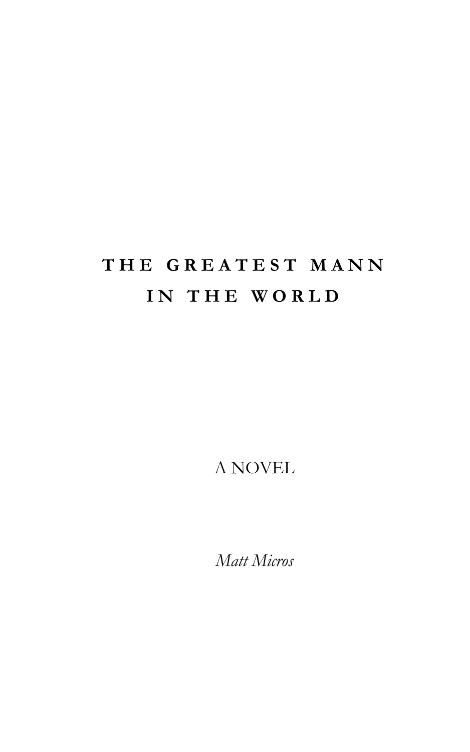# THE GREATEST MANN IN THE WORLD

A NOVEL

*Matt Micros*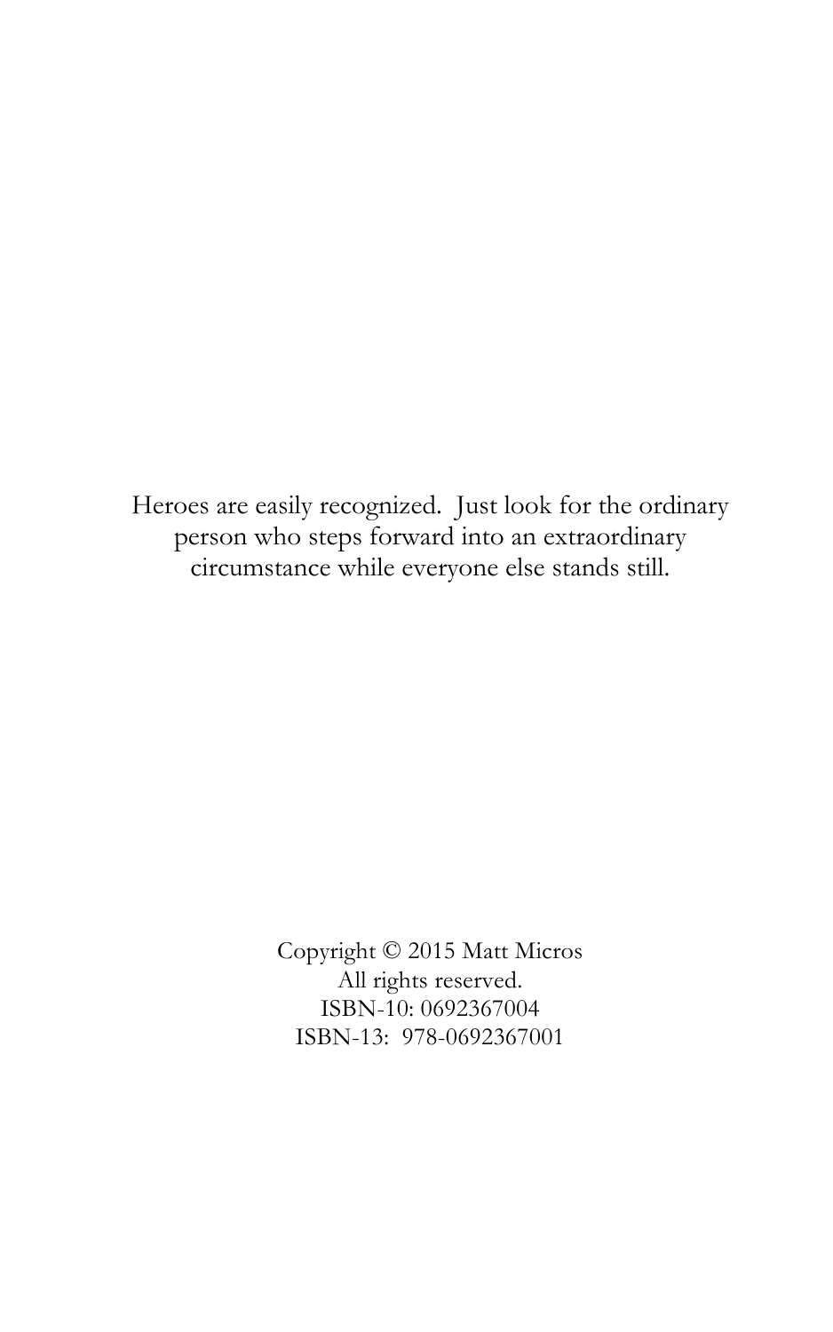Heroes are easily recognized. Just look for the ordinary person who steps forward into an extraordinary circumstance while everyone else stands still.

Copyright © 2015 Matt Micros  
All rights reserved.  
ISBN-10: 0692367004  
ISBN-13: 978-0692367001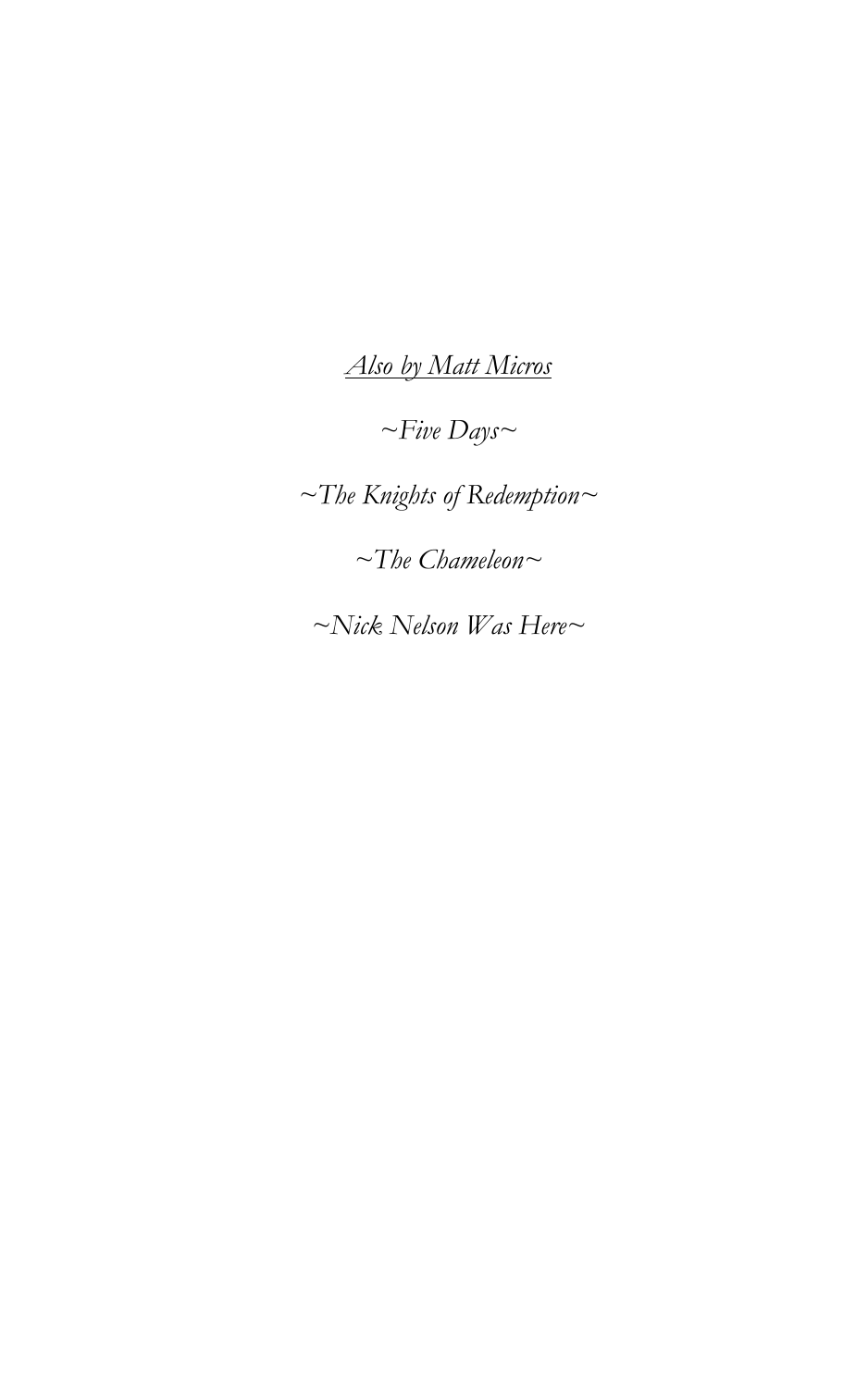*Also by Matt Micros*

*~Five Days~*

*~The Knights of Redemption~*

*~The Chameleon~*

*~Nick Nelson Was Here~*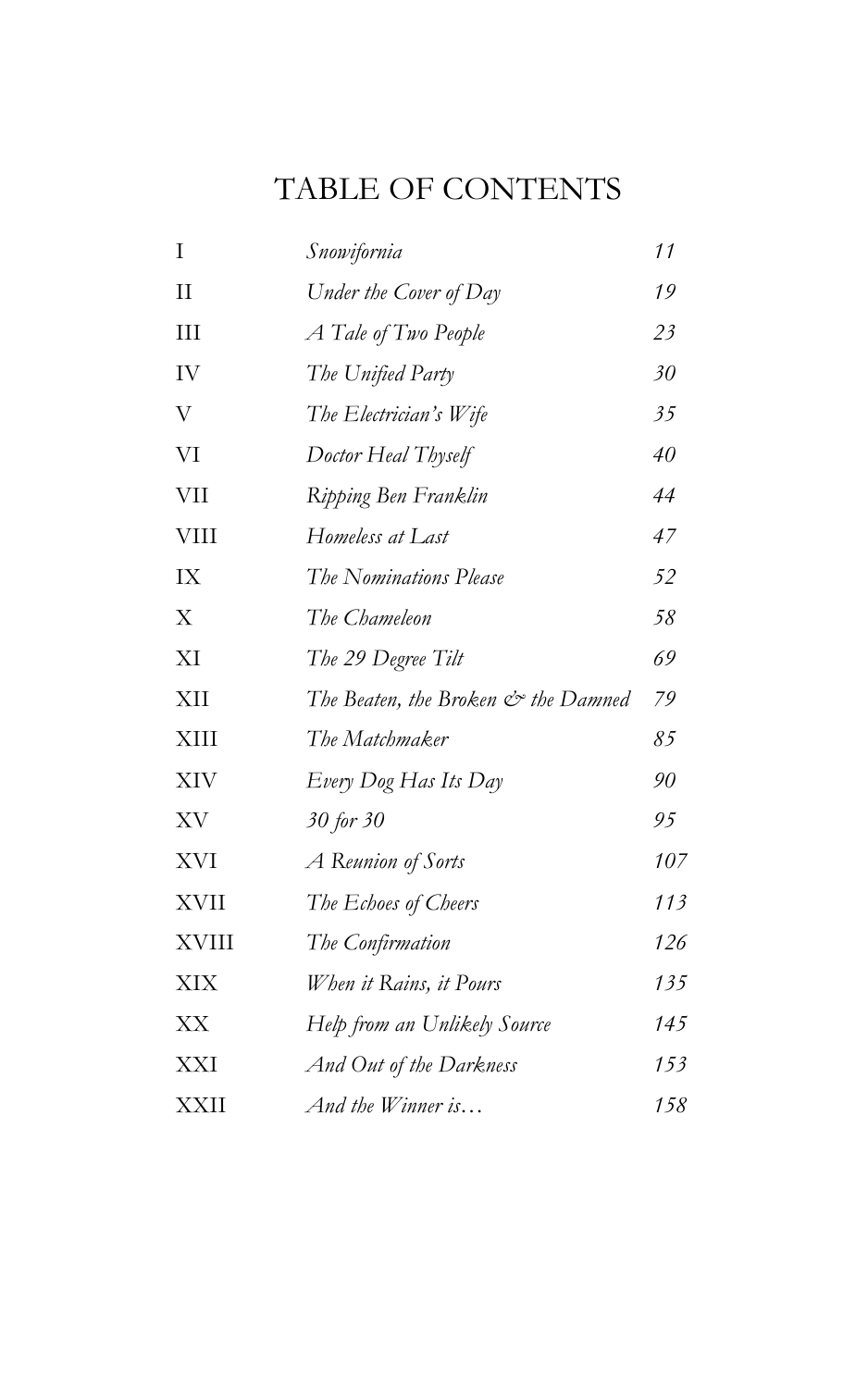# TABLE OF CONTENTS

| | | |
|---|---|---|
| I | *Snowifornia* | *11* |
| II | *Under the Cover of Day* | *19* |
| III | *A Tale of Two People* | *23* |
| IV | *The Unified Party* | *30* |
| V | *The Electrician's Wife* | *35* |
| VI | *Doctor Heal Thyself* | *40* |
| VII | *Ripping Ben Franklin* | *44* |
| VIII | *Homeless at Last* | *47* |
| IX | *The Nominations Please* | *52* |
| X | *The Chameleon* | *58* |
| XI | *The 29 Degree Tilt* | *69* |
| XII | *The Beaten, the Broken & the Damned* | *79* |
| XIII | *The Matchmaker* | *85* |
| XIV | *Every Dog Has Its Day* | *90* |
| XV | *30 for 30* | *95* |
| XVI | *A Reunion of Sorts* | *107* |
| XVII | *The Echoes of Cheers* | *113* |
| XVIII | *The Confirmation* | *126* |
| XIX | *When it Rains, it Pours* | *135* |
| XX | *Help from an Unlikely Source* | *145* |
| XXI | *And Out of the Darkness* | *153* |
| XXII | *And the Winner is…* | *158* |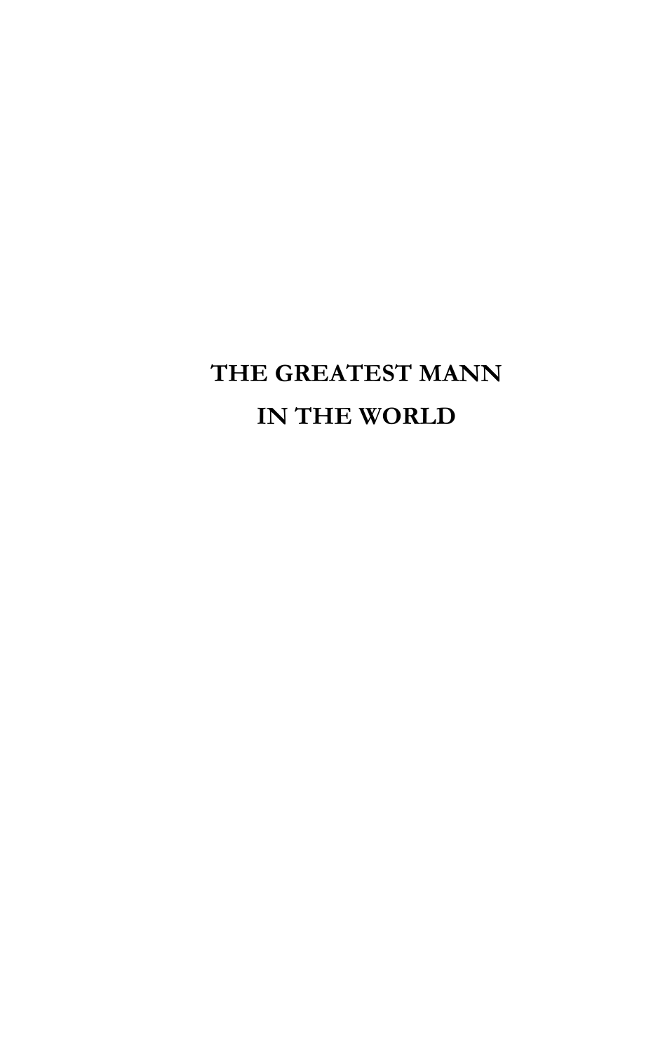# THE GREATEST MANN IN THE WORLD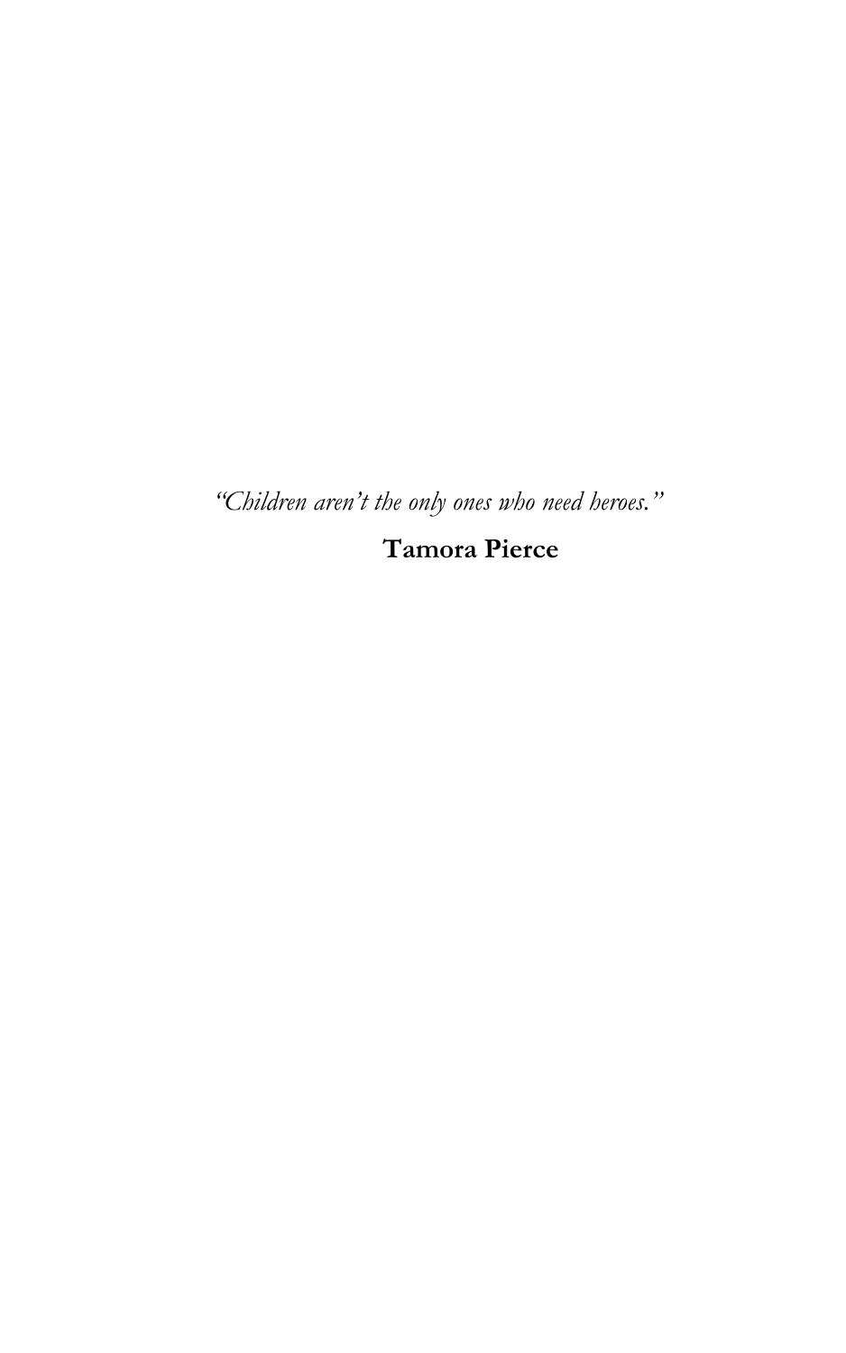*"Children aren't the only ones who need heroes."*

**Tamora Pierce**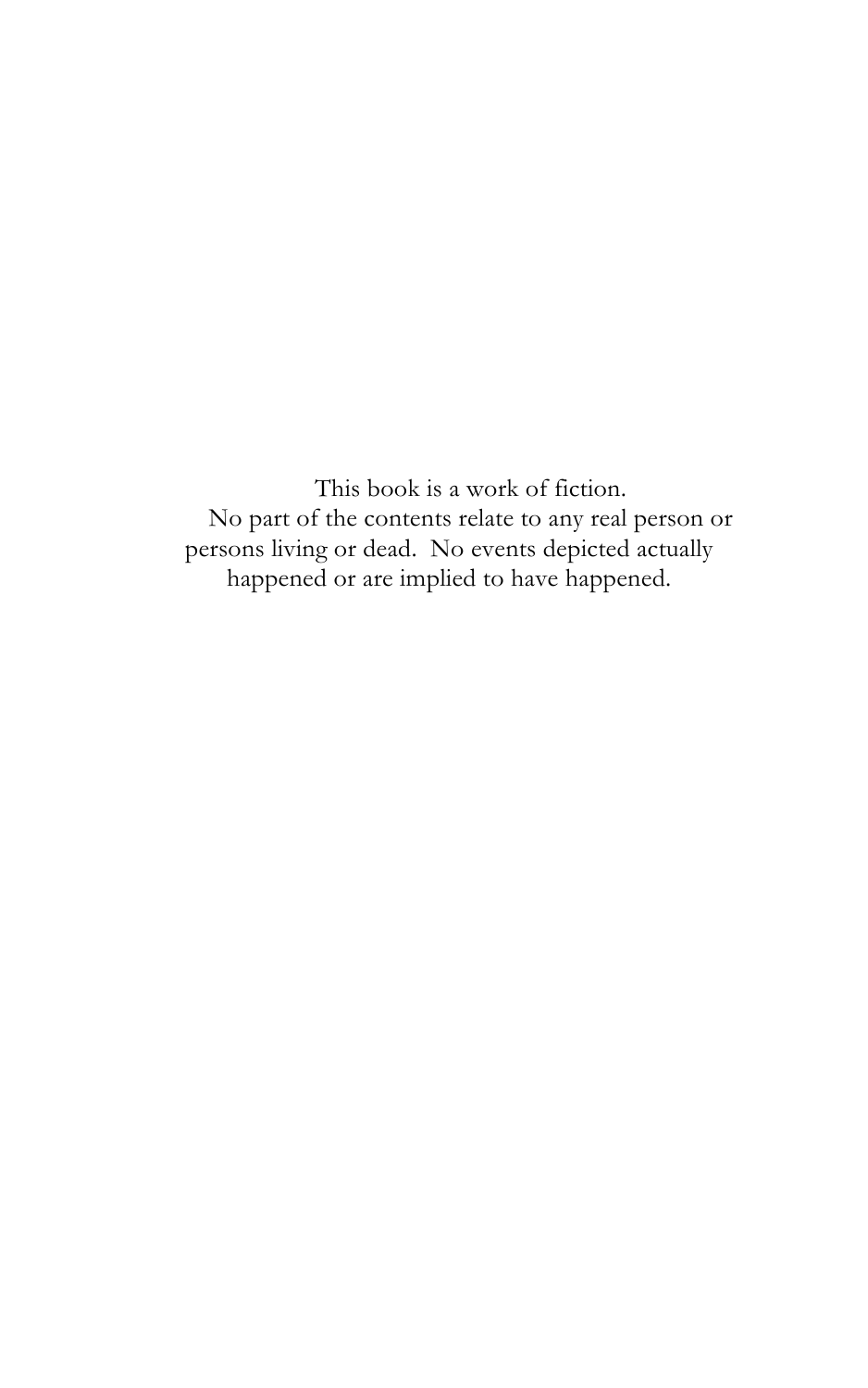This book is a work of fiction.
No part of the contents relate to any real person or persons living or dead. No events depicted actually happened or are implied to have happened.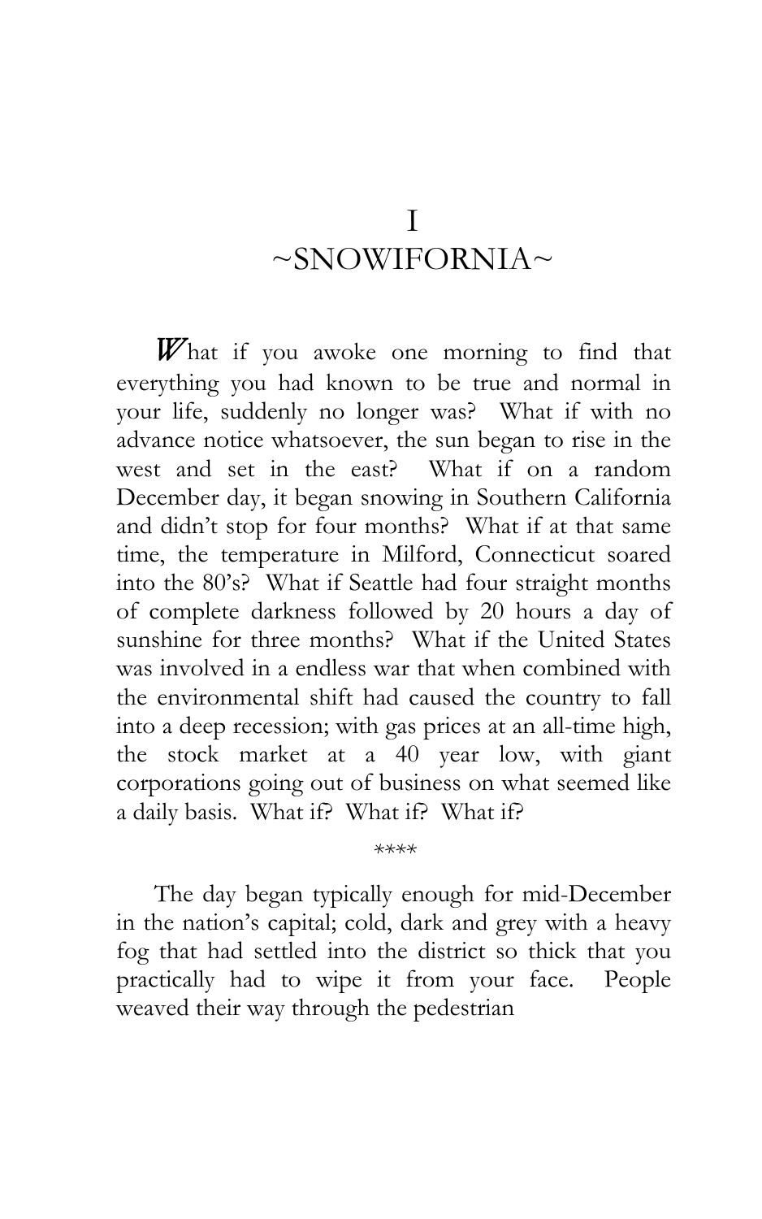# I
# ~SNOWIFORNIA~

What if you awoke one morning to find that everything you had known to be true and normal in your life, suddenly no longer was? What if with no advance notice whatsoever, the sun began to rise in the west and set in the east? What if on a random December day, it began snowing in Southern California and didn't stop for four months? What if at that same time, the temperature in Milford, Connecticut soared into the 80's? What if Seattle had four straight months of complete darkness followed by 20 hours a day of sunshine for three months? What if the United States was involved in a endless war that when combined with the environmental shift had caused the country to fall into a deep recession; with gas prices at an all-time high, the stock market at a 40 year low, with giant corporations going out of business on what seemed like a daily basis. What if? What if? What if?

****

The day began typically enough for mid-December in the nation's capital; cold, dark and grey with a heavy fog that had settled into the district so thick that you practically had to wipe it from your face. People weaved their way through the pedestrian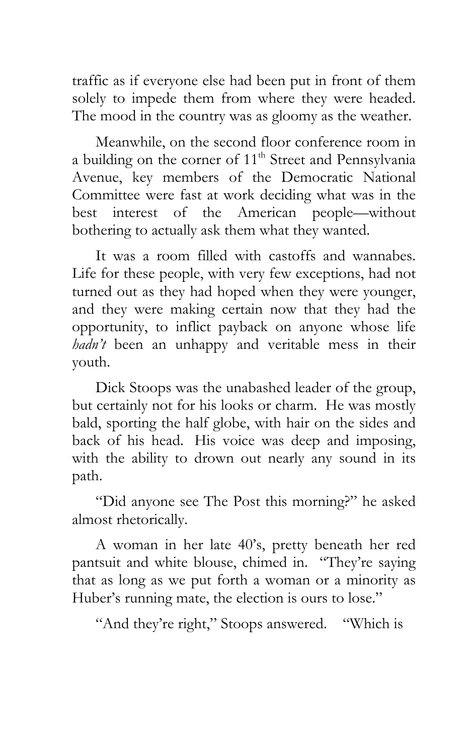traffic as if everyone else had been put in front of them solely to impede them from where they were headed. The mood in the country was as gloomy as the weather.

Meanwhile, on the second floor conference room in a building on the corner of 11th Street and Pennsylvania Avenue, key members of the Democratic National Committee were fast at work deciding what was in the best interest of the American people—without bothering to actually ask them what they wanted.

It was a room filled with castoffs and wannabes. Life for these people, with very few exceptions, had not turned out as they had hoped when they were younger, and they were making certain now that they had the opportunity, to inflict payback on anyone whose life *hadn't* been an unhappy and veritable mess in their youth.

Dick Stoops was the unabashed leader of the group, but certainly not for his looks or charm. He was mostly bald, sporting the half globe, with hair on the sides and back of his head. His voice was deep and imposing, with the ability to drown out nearly any sound in its path.

"Did anyone see The Post this morning?" he asked almost rhetorically.

A woman in her late 40's, pretty beneath her red pantsuit and white blouse, chimed in. "They're saying that as long as we put forth a woman or a minority as Huber's running mate, the election is ours to lose."

"And they're right," Stoops answered. "Which is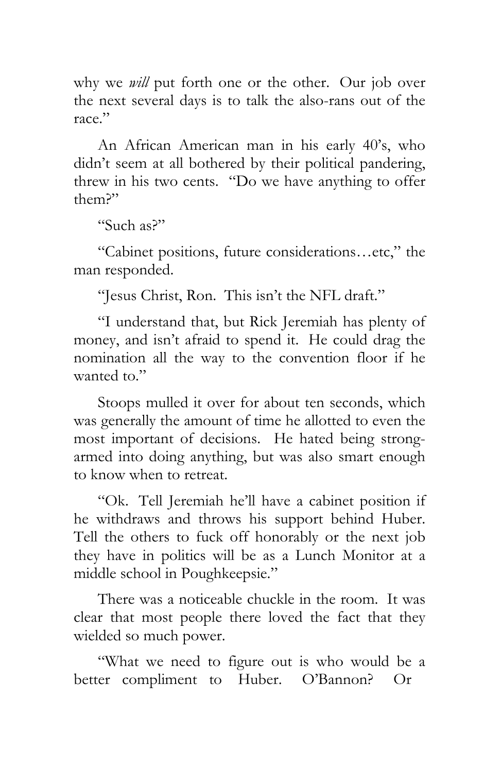why we *will* put forth one or the other. Our job over the next several days is to talk the also-rans out of the race."

An African American man in his early 40's, who didn't seem at all bothered by their political pandering, threw in his two cents. "Do we have anything to offer them?"

"Such as?"

"Cabinet positions, future considerations…etc," the man responded.

"Jesus Christ, Ron. This isn't the NFL draft."

"I understand that, but Rick Jeremiah has plenty of money, and isn't afraid to spend it. He could drag the nomination all the way to the convention floor if he wanted to."

Stoops mulled it over for about ten seconds, which was generally the amount of time he allotted to even the most important of decisions. He hated being strong-armed into doing anything, but was also smart enough to know when to retreat.

"Ok. Tell Jeremiah he'll have a cabinet position if he withdraws and throws his support behind Huber. Tell the others to fuck off honorably or the next job they have in politics will be as a Lunch Monitor at a middle school in Poughkeepsie."

There was a noticeable chuckle in the room. It was clear that most people there loved the fact that they wielded so much power.

"What we need to figure out is who would be a better compliment to Huber. O'Bannon? Or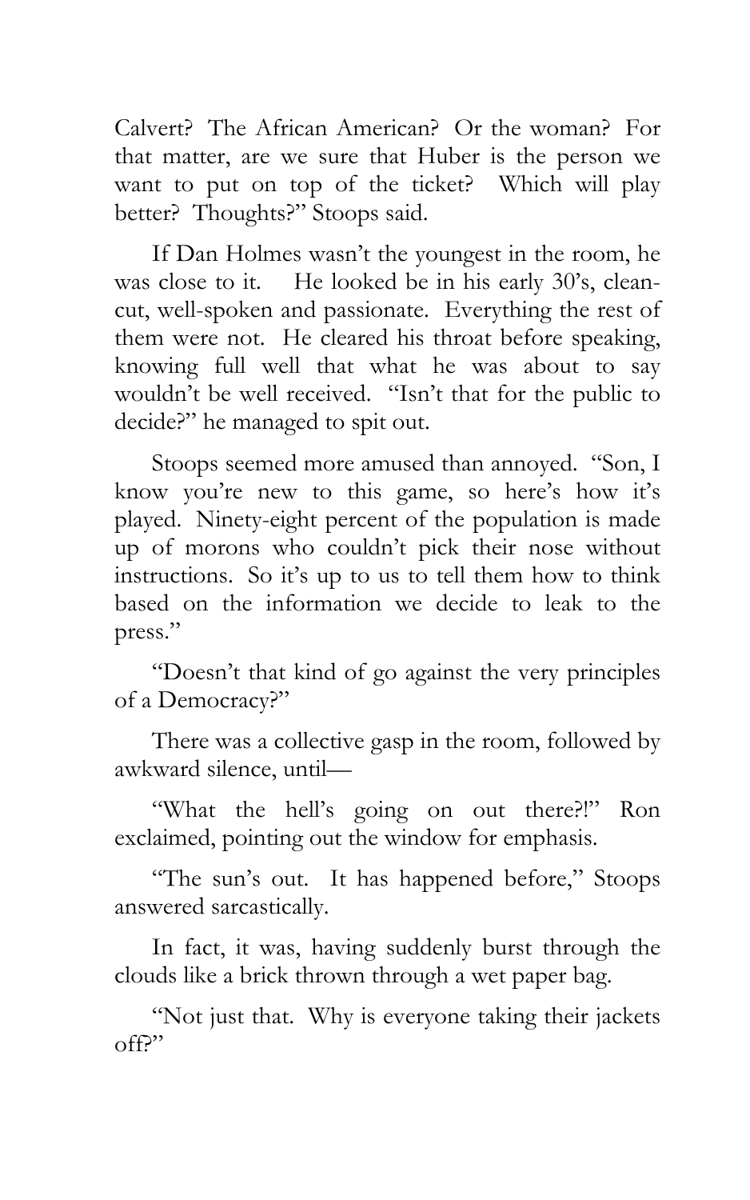Calvert? The African American? Or the woman? For that matter, are we sure that Huber is the person we want to put on top of the ticket? Which will play better? Thoughts?" Stoops said.

If Dan Holmes wasn't the youngest in the room, he was close to it. He looked be in his early 30's, clean-cut, well-spoken and passionate. Everything the rest of them were not. He cleared his throat before speaking, knowing full well that what he was about to say wouldn't be well received. "Isn't that for the public to decide?" he managed to spit out.

Stoops seemed more amused than annoyed. "Son, I know you're new to this game, so here's how it's played. Ninety-eight percent of the population is made up of morons who couldn't pick their nose without instructions. So it's up to us to tell them how to think based on the information we decide to leak to the press."

"Doesn't that kind of go against the very principles of a Democracy?"

There was a collective gasp in the room, followed by awkward silence, until—

"What the hell's going on out there?!" Ron exclaimed, pointing out the window for emphasis.

"The sun's out. It has happened before," Stoops answered sarcastically.

In fact, it was, having suddenly burst through the clouds like a brick thrown through a wet paper bag.

"Not just that. Why is everyone taking their jackets off?"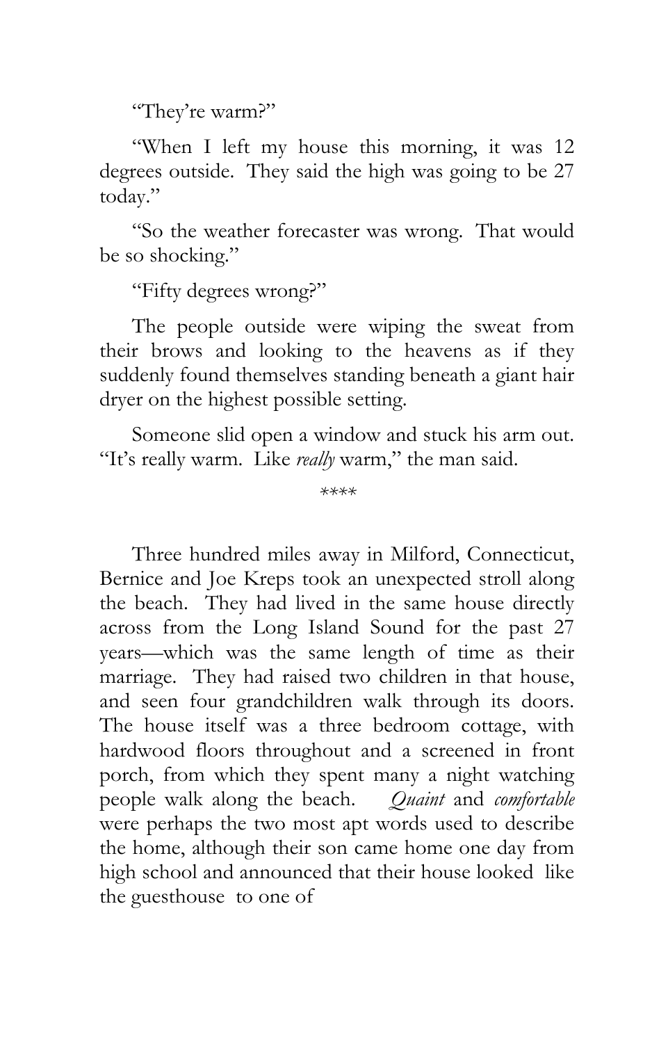"They're warm?"

"When I left my house this morning, it was 12 degrees outside. They said the high was going to be 27 today."

"So the weather forecaster was wrong. That would be so shocking."

"Fifty degrees wrong?"

The people outside were wiping the sweat from their brows and looking to the heavens as if they suddenly found themselves standing beneath a giant hair dryer on the highest possible setting.

Someone slid open a window and stuck his arm out. "It's really warm. Like *really* warm," the man said.

****

Three hundred miles away in Milford, Connecticut, Bernice and Joe Kreps took an unexpected stroll along the beach. They had lived in the same house directly across from the Long Island Sound for the past 27 years—which was the same length of time as their marriage. They had raised two children in that house, and seen four grandchildren walk through its doors. The house itself was a three bedroom cottage, with hardwood floors throughout and a screened in front porch, from which they spent many a night watching people walk along the beach. *Quaint* and *comfortable* were perhaps the two most apt words used to describe the home, although their son came home one day from high school and announced that their house looked like the guesthouse to one of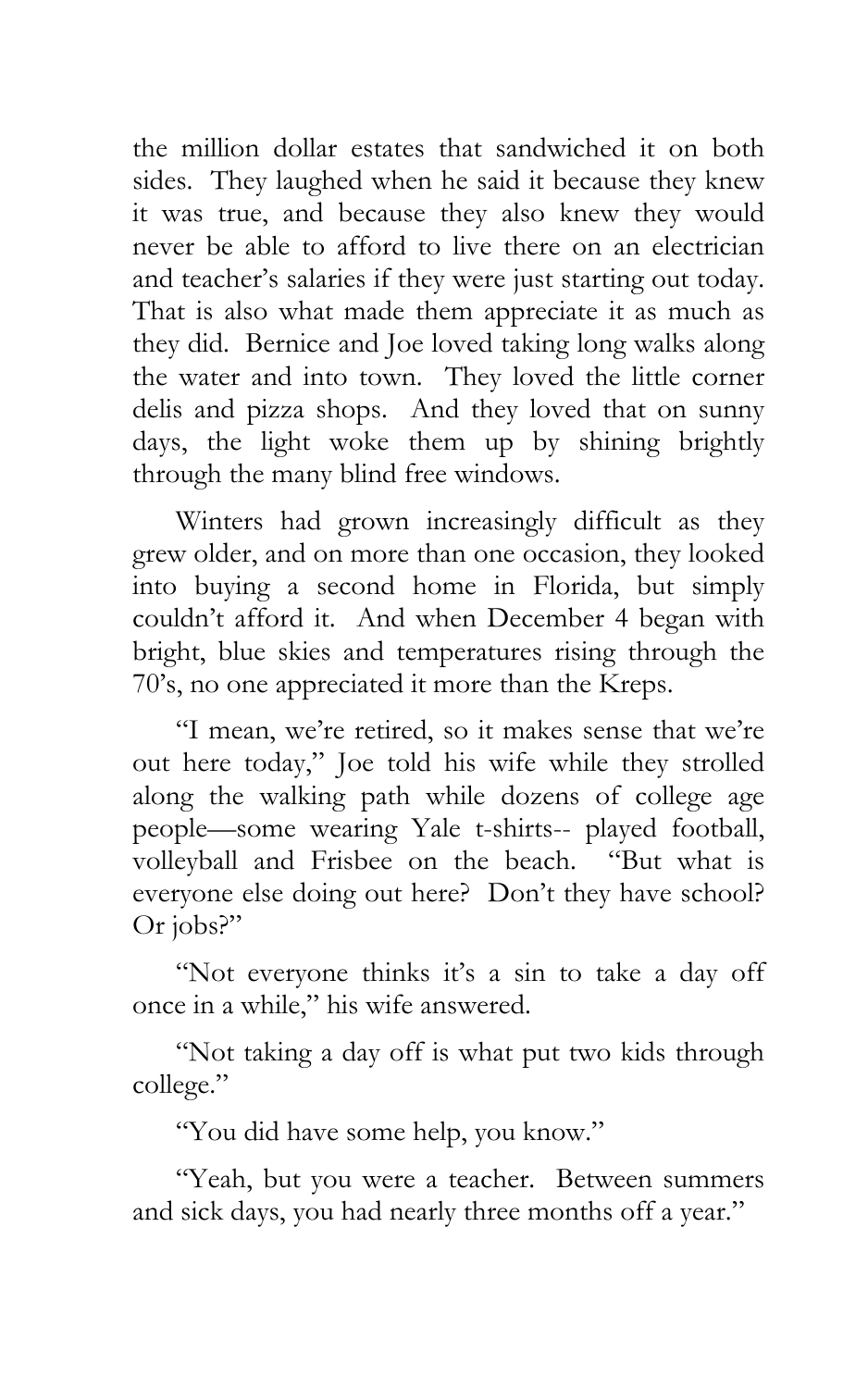the million dollar estates that sandwiched it on both sides. They laughed when he said it because they knew it was true, and because they also knew they would never be able to afford to live there on an electrician and teacher's salaries if they were just starting out today. That is also what made them appreciate it as much as they did. Bernice and Joe loved taking long walks along the water and into town. They loved the little corner delis and pizza shops. And they loved that on sunny days, the light woke them up by shining brightly through the many blind free windows.

Winters had grown increasingly difficult as they grew older, and on more than one occasion, they looked into buying a second home in Florida, but simply couldn't afford it. And when December 4 began with bright, blue skies and temperatures rising through the 70's, no one appreciated it more than the Kreps.

"I mean, we're retired, so it makes sense that we're out here today," Joe told his wife while they strolled along the walking path while dozens of college age people—some wearing Yale t-shirts-- played football, volleyball and Frisbee on the beach. "But what is everyone else doing out here? Don't they have school? Or jobs?"

"Not everyone thinks it's a sin to take a day off once in a while," his wife answered.

"Not taking a day off is what put two kids through college."

"You did have some help, you know."

"Yeah, but you were a teacher. Between summers and sick days, you had nearly three months off a year."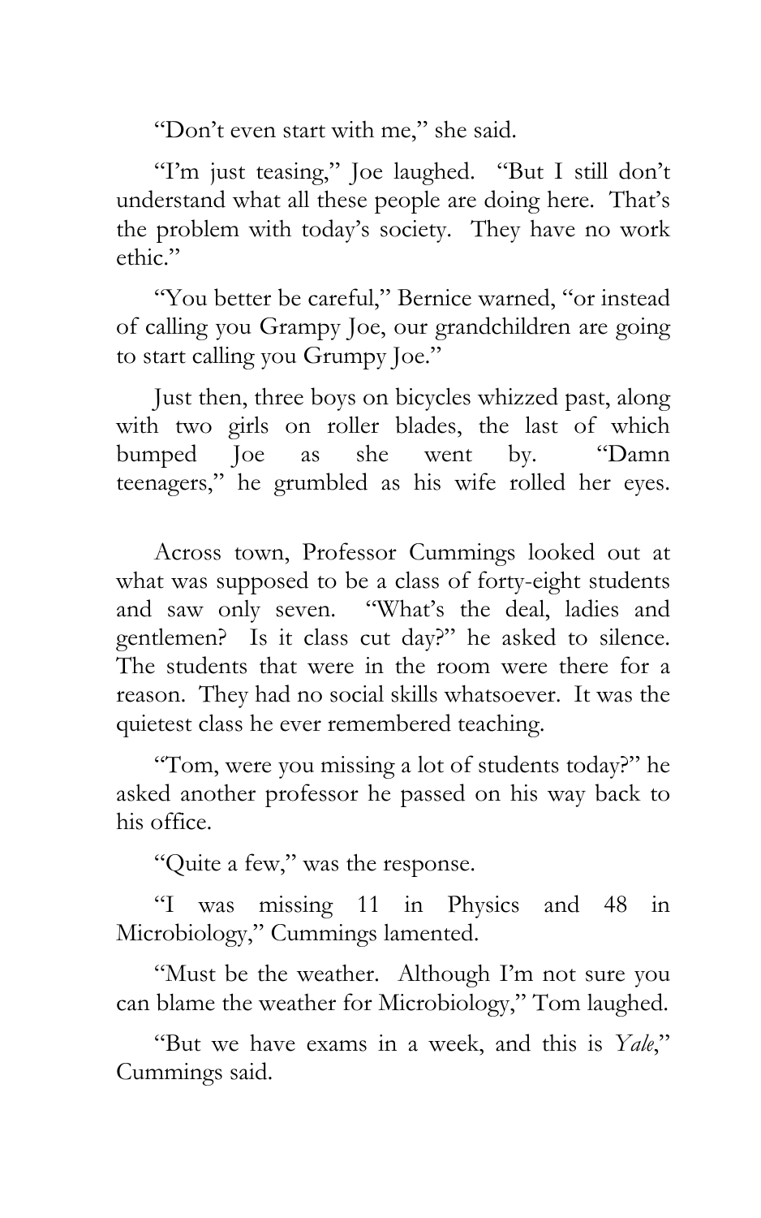"Don't even start with me," she said.

"I'm just teasing," Joe laughed. "But I still don't understand what all these people are doing here. That's the problem with today's society. They have no work ethic."

"You better be careful," Bernice warned, "or instead of calling you Grampy Joe, our grandchildren are going to start calling you Grumpy Joe."

Just then, three boys on bicycles whizzed past, along with two girls on roller blades, the last of which bumped Joe as she went by. "Damn teenagers," he grumbled as his wife rolled her eyes.

Across town, Professor Cummings looked out at what was supposed to be a class of forty-eight students and saw only seven. "What's the deal, ladies and gentlemen? Is it class cut day?" he asked to silence. The students that were in the room were there for a reason. They had no social skills whatsoever. It was the quietest class he ever remembered teaching.

"Tom, were you missing a lot of students today?" he asked another professor he passed on his way back to his office.

"Quite a few," was the response.

"I was missing 11 in Physics and 48 in Microbiology," Cummings lamented.

"Must be the weather. Although I'm not sure you can blame the weather for Microbiology," Tom laughed.

"But we have exams in a week, and this is *Yale*," Cummings said.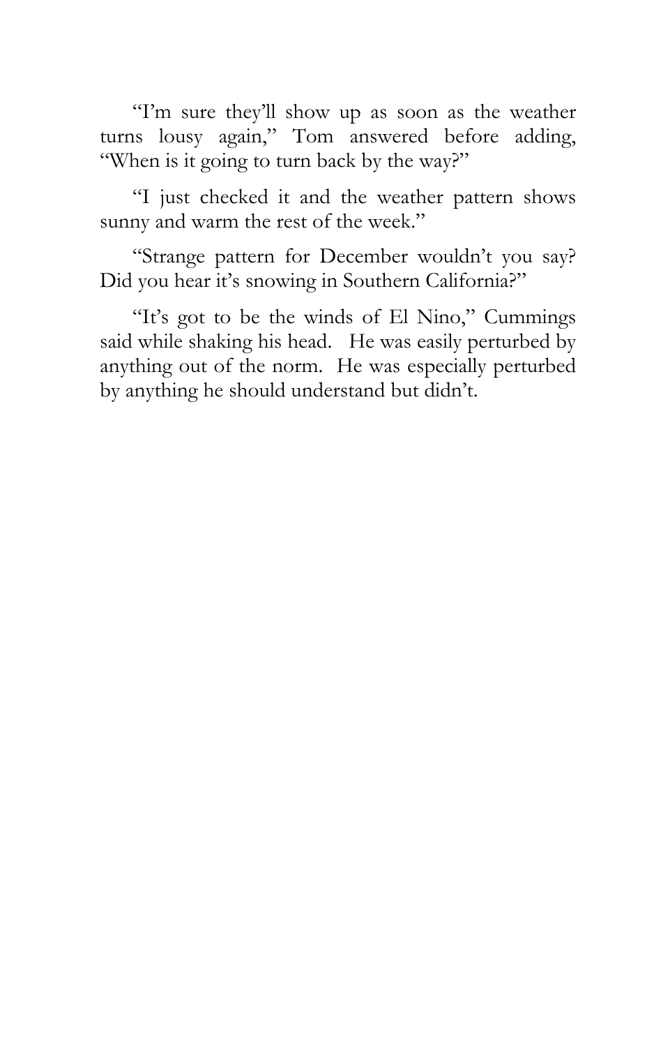"I'm sure they'll show up as soon as the weather turns lousy again," Tom answered before adding, "When is it going to turn back by the way?"

"I just checked it and the weather pattern shows sunny and warm the rest of the week."

"Strange pattern for December wouldn't you say? Did you hear it's snowing in Southern California?"

"It's got to be the winds of El Nino," Cummings said while shaking his head. He was easily perturbed by anything out of the norm. He was especially perturbed by anything he should understand but didn't.